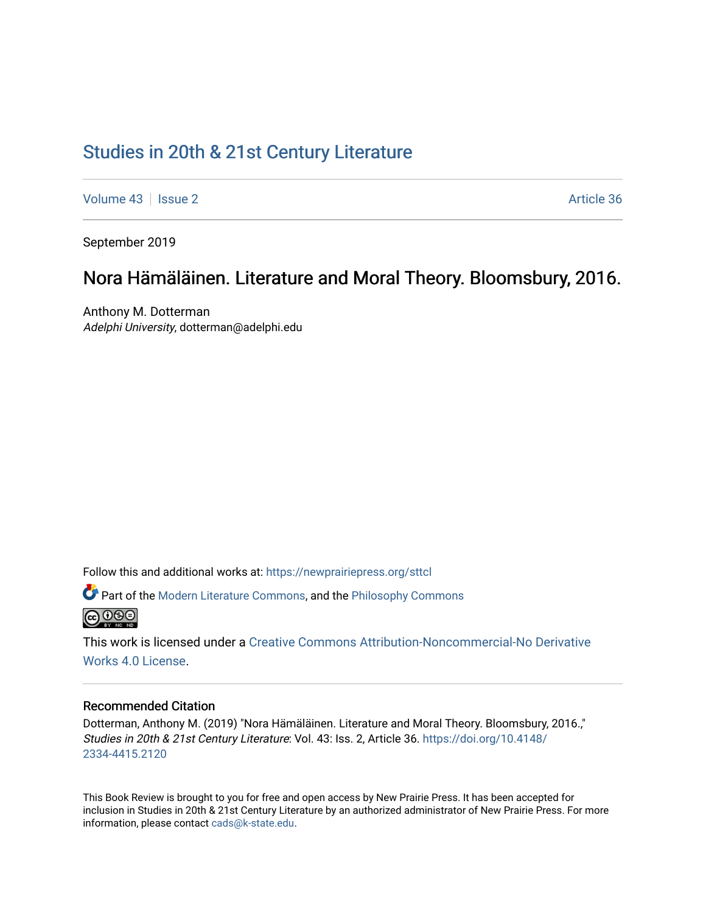# Studies in 20th & 21st Century Literature

Volume 43 | Issue 2 | Article 36

September 2019

## Nora Hämäläinen. Literature and Moral Theory. Bloomsbury, 2016.

Anthony M. Dotterman
*Adelphi University*, dotterman@adelphi.edu

Follow this and additional works at: https://newprairiepress.org/sttcl

Part of the Modern Literature Commons, and the Philosophy Commons

This work is licensed under a Creative Commons Attribution-Noncommercial-No Derivative Works 4.0 License.

### Recommended Citation

Dotterman, Anthony M. (2019) "Nora Hämäläinen. Literature and Moral Theory. Bloomsbury, 2016.," *Studies in 20th & 21st Century Literature*: Vol. 43: Iss. 2, Article 36. https://doi.org/10.4148/2334-4415.2120

This Book Review is brought to you for free and open access by New Prairie Press. It has been accepted for inclusion in Studies in 20th & 21st Century Literature by an authorized administrator of New Prairie Press. For more information, please contact cads@k-state.edu.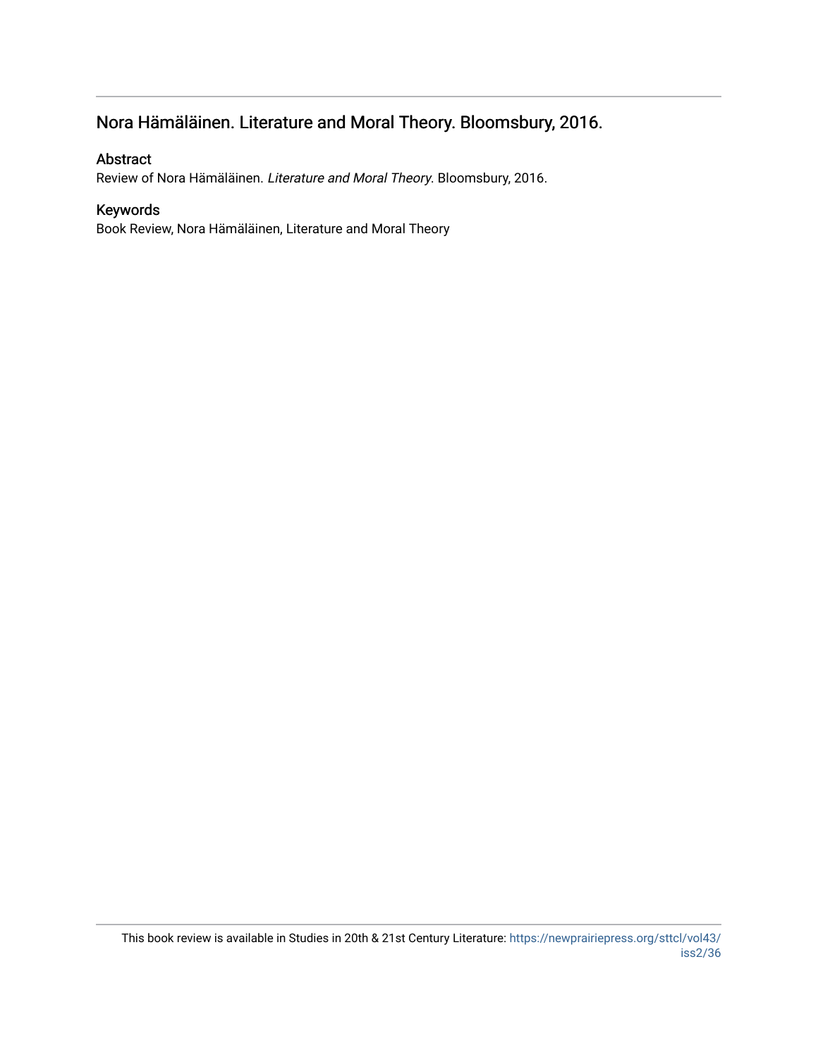## Nora Hämäläinen. Literature and Moral Theory. Bloomsbury, 2016.

### Abstract

Review of Nora Hämäläinen. *Literature and Moral Theory*. Bloomsbury, 2016.

### Keywords

Book Review, Nora Hämäläinen, Literature and Moral Theory

This book review is available in Studies in 20th & 21st Century Literature: https://newprairiepress.org/sttcl/vol43/iss2/36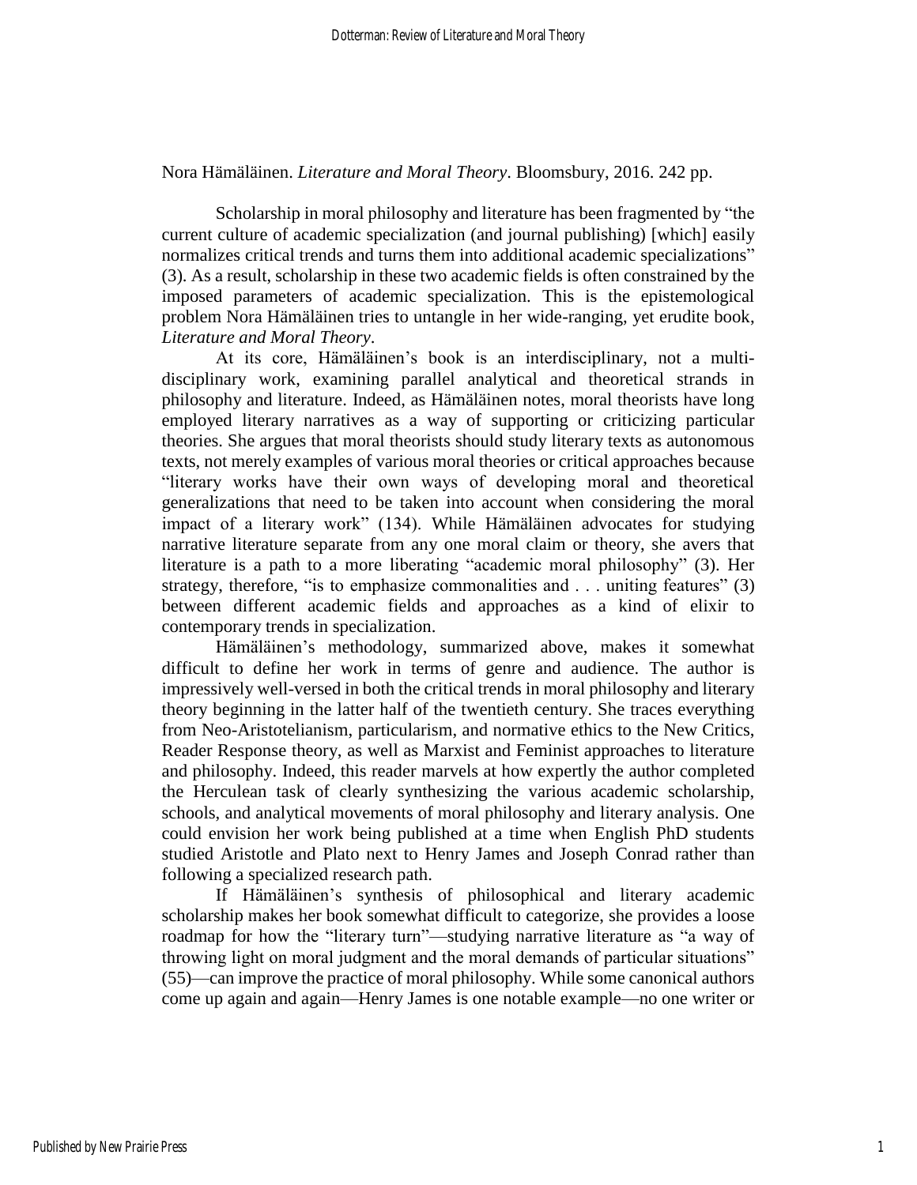Nora Hämäläinen. *Literature and Moral Theory*. Bloomsbury, 2016. 242 pp.

Scholarship in moral philosophy and literature has been fragmented by "the current culture of academic specialization (and journal publishing) [which] easily normalizes critical trends and turns them into additional academic specializations" (3). As a result, scholarship in these two academic fields is often constrained by the imposed parameters of academic specialization. This is the epistemological problem Nora Hämäläinen tries to untangle in her wide-ranging, yet erudite book, *Literature and Moral Theory*.

At its core, Hämäläinen's book is an interdisciplinary, not a multi-disciplinary work, examining parallel analytical and theoretical strands in philosophy and literature. Indeed, as Hämäläinen notes, moral theorists have long employed literary narratives as a way of supporting or criticizing particular theories. She argues that moral theorists should study literary texts as autonomous texts, not merely examples of various moral theories or critical approaches because "literary works have their own ways of developing moral and theoretical generalizations that need to be taken into account when considering the moral impact of a literary work" (134). While Hämäläinen advocates for studying narrative literature separate from any one moral claim or theory, she avers that literature is a path to a more liberating "academic moral philosophy" (3). Her strategy, therefore, "is to emphasize commonalities and . . . uniting features" (3) between different academic fields and approaches as a kind of elixir to contemporary trends in specialization.

Hämäläinen's methodology, summarized above, makes it somewhat difficult to define her work in terms of genre and audience. The author is impressively well-versed in both the critical trends in moral philosophy and literary theory beginning in the latter half of the twentieth century. She traces everything from Neo-Aristotelianism, particularism, and normative ethics to the New Critics, Reader Response theory, as well as Marxist and Feminist approaches to literature and philosophy. Indeed, this reader marvels at how expertly the author completed the Herculean task of clearly synthesizing the various academic scholarship, schools, and analytical movements of moral philosophy and literary analysis. One could envision her work being published at a time when English PhD students studied Aristotle and Plato next to Henry James and Joseph Conrad rather than following a specialized research path.

If Hämäläinen's synthesis of philosophical and literary academic scholarship makes her book somewhat difficult to categorize, she provides a loose roadmap for how the "literary turn"—studying narrative literature as "a way of throwing light on moral judgment and the moral demands of particular situations" (55)—can improve the practice of moral philosophy. While some canonical authors come up again and again—Henry James is one notable example—no one writer or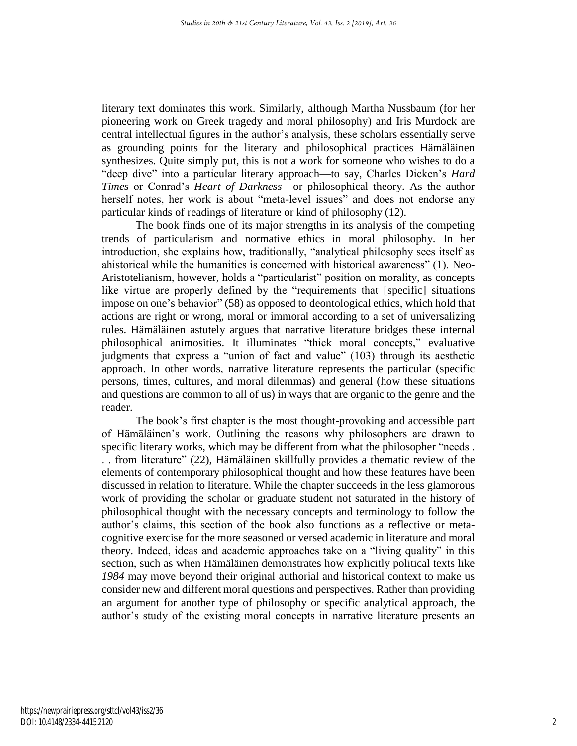literary text dominates this work. Similarly, although Martha Nussbaum (for her pioneering work on Greek tragedy and moral philosophy) and Iris Murdock are central intellectual figures in the author's analysis, these scholars essentially serve as grounding points for the literary and philosophical practices Hämäläinen synthesizes. Quite simply put, this is not a work for someone who wishes to do a "deep dive" into a particular literary approach—to say, Charles Dicken's *Hard Times* or Conrad's *Heart of Darkness*—or philosophical theory. As the author herself notes, her work is about "meta-level issues" and does not endorse any particular kinds of readings of literature or kind of philosophy (12).

The book finds one of its major strengths in its analysis of the competing trends of particularism and normative ethics in moral philosophy. In her introduction, she explains how, traditionally, "analytical philosophy sees itself as ahistorical while the humanities is concerned with historical awareness" (1). Neo-Aristotelianism, however, holds a "particularist" position on morality, as concepts like virtue are properly defined by the "requirements that [specific] situations impose on one's behavior" (58) as opposed to deontological ethics, which hold that actions are right or wrong, moral or immoral according to a set of universalizing rules. Hämäläinen astutely argues that narrative literature bridges these internal philosophical animosities. It illuminates "thick moral concepts," evaluative judgments that express a "union of fact and value" (103) through its aesthetic approach. In other words, narrative literature represents the particular (specific persons, times, cultures, and moral dilemmas) and general (how these situations and questions are common to all of us) in ways that are organic to the genre and the reader.

The book's first chapter is the most thought-provoking and accessible part of Hämäläinen's work. Outlining the reasons why philosophers are drawn to specific literary works, which may be different from what the philosopher "needs . . . from literature" (22), Hämäläinen skillfully provides a thematic review of the elements of contemporary philosophical thought and how these features have been discussed in relation to literature. While the chapter succeeds in the less glamorous work of providing the scholar or graduate student not saturated in the history of philosophical thought with the necessary concepts and terminology to follow the author's claims, this section of the book also functions as a reflective or meta-cognitive exercise for the more seasoned or versed academic in literature and moral theory. Indeed, ideas and academic approaches take on a "living quality" in this section, such as when Hämäläinen demonstrates how explicitly political texts like *1984* may move beyond their original authorial and historical context to make us consider new and different moral questions and perspectives. Rather than providing an argument for another type of philosophy or specific analytical approach, the author's study of the existing moral concepts in narrative literature presents an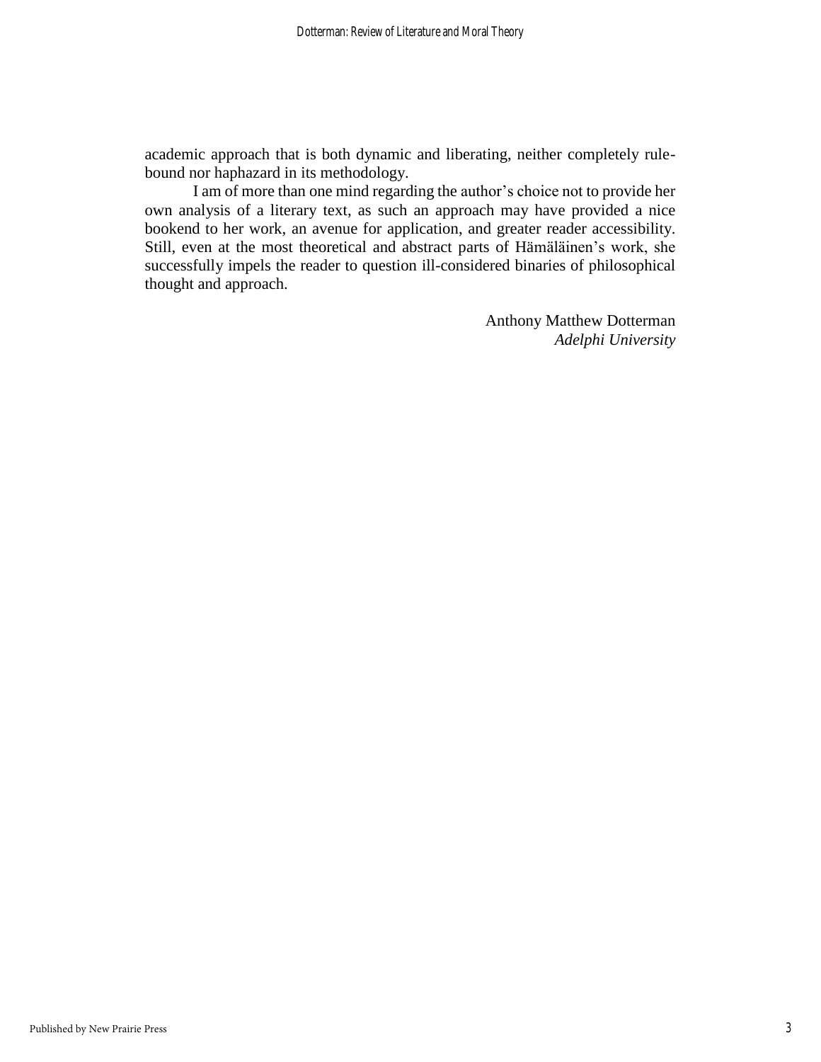academic approach that is both dynamic and liberating, neither completely rule-bound nor haphazard in its methodology.

I am of more than one mind regarding the author's choice not to provide her own analysis of a literary text, as such an approach may have provided a nice bookend to her work, an avenue for application, and greater reader accessibility. Still, even at the most theoretical and abstract parts of Hämäläinen's work, she successfully impels the reader to question ill-considered binaries of philosophical thought and approach.

Anthony Matthew Dotterman
*Adelphi University*